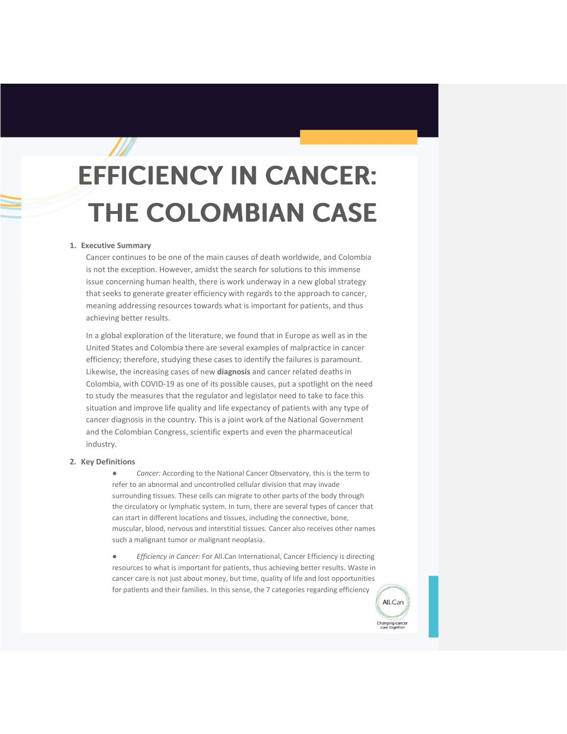# EFFICIENCY IN CANCER: THE COLOMBIAN CASE

## 1. Executive Summary

Cancer continues to be one of the main causes of death worldwide, and Colombia is not the exception. However, amidst the search for solutions to this immense issue concerning human health, there is work underway in a new global strategy that seeks to generate greater efficiency with regards to the approach to cancer, meaning addressing resources towards what is important for patients, and thus achieving better results.

In a global exploration of the literature, we found that in Europe as well as in the United States and Colombia there are several examples of malpractice in cancer efficiency; therefore, studying these cases to identify the failures is paramount. Likewise, the increasing cases of new **diagnosis** and cancer related deaths in Colombia, with COVID-19 as one of its possible causes, put a spotlight on the need to study the measures that the regulator and legislator need to take to face this situation and improve life quality and life expectancy of patients with any type of cancer diagnosis in the country. This is a joint work of the National Government and the Colombian Congress, scientific experts and even the pharmaceutical industry.

## 2. Key Definitions

- *Cancer:* According to the National Cancer Observatory, this is the term to refer to an abnormal and uncontrolled cellular division that may invade surrounding tissues. These cells can migrate to other parts of the body through the circulatory or lymphatic system. In turn, there are several types of cancer that can start in different locations and tissues, including the connective, bone, muscular, blood, nervous and interstitial tissues. Cancer also receives other names such a malignant tumor or malignant neoplasia.

- *Efficiency in Cancer:* For All.Can International, Cancer Efficiency is directing resources to what is important for patients, thus achieving better results. Waste in cancer care is not just about money, but time, quality of life and lost opportunities for patients and their families. In this sense, the 7 categories regarding efficiency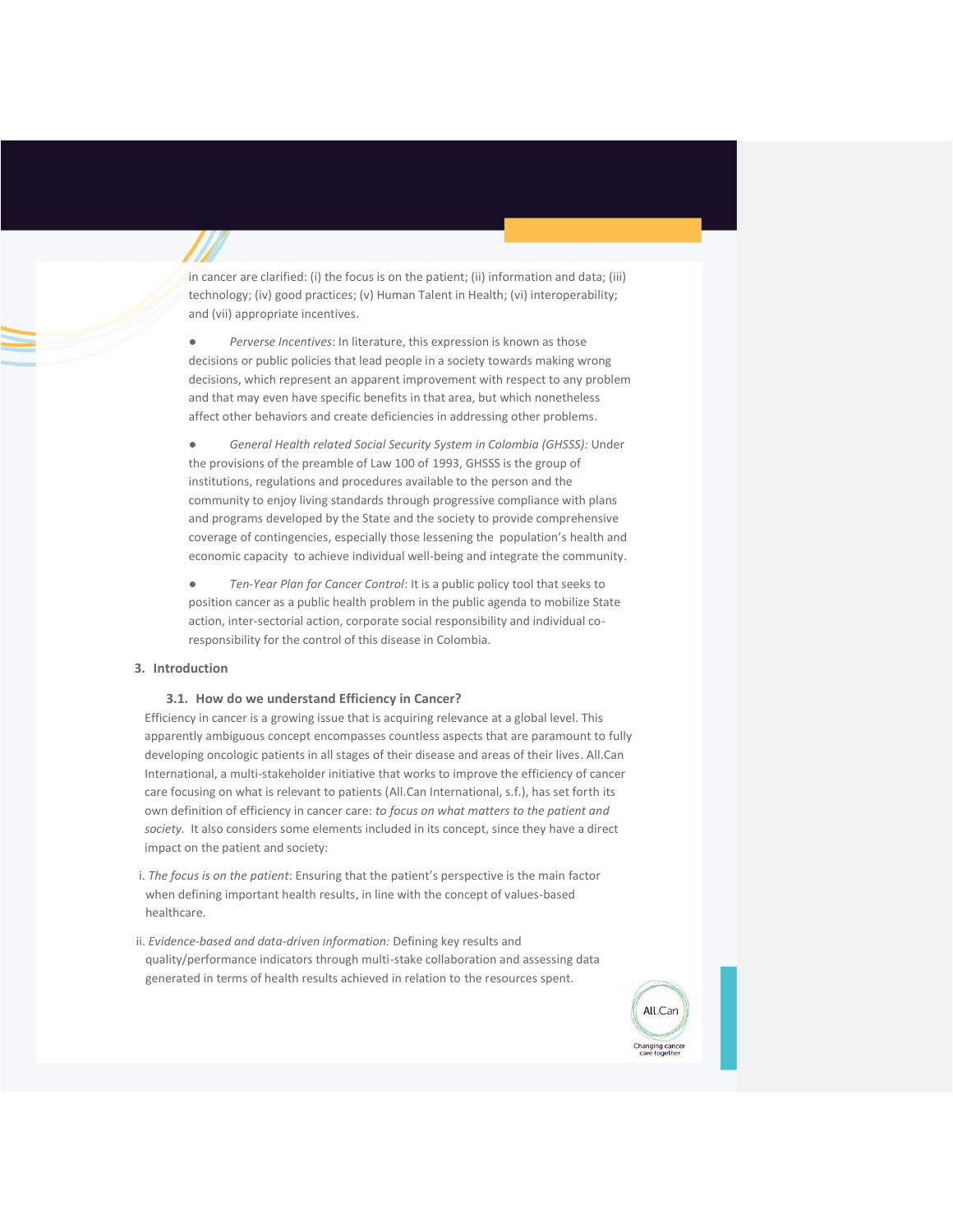in cancer are clarified: (i) the focus is on the patient; (ii) information and data; (iii) technology; (iv) good practices; (v) Human Talent in Health; (vi) interoperability; and (vii) appropriate incentives.

- *Perverse Incentives*: In literature, this expression is known as those decisions or public policies that lead people in a society towards making wrong decisions, which represent an apparent improvement with respect to any problem and that may even have specific benefits in that area, but which nonetheless affect other behaviors and create deficiencies in addressing other problems.

- *General Health related Social Security System in Colombia (GHSSS):* Under the provisions of the preamble of Law 100 of 1993, GHSSS is the group of institutions, regulations and procedures available to the person and the community to enjoy living standards through progressive compliance with plans and programs developed by the State and the society to provide comprehensive coverage of contingencies, especially those lessening the population's health and economic capacity to achieve individual well-being and integrate the community.

- *Ten-Year Plan for Cancer Control*: It is a public policy tool that seeks to position cancer as a public health problem in the public agenda to mobilize State action, inter-sectorial action, corporate social responsibility and individual co-responsibility for the control of this disease in Colombia.

## 3. Introduction

### 3.1. How do we understand Efficiency in Cancer?

Efficiency in cancer is a growing issue that is acquiring relevance at a global level. This apparently ambiguous concept encompasses countless aspects that are paramount to fully developing oncologic patients in all stages of their disease and areas of their lives. All.Can International, a multi-stakeholder initiative that works to improve the efficiency of cancer care focusing on what is relevant to patients (All.Can International, s.f.), has set forth its own definition of efficiency in cancer care: *to focus on what matters to the patient and society.* It also considers some elements included in its concept, since they have a direct impact on the patient and society:

i. *The focus is on the patient*: Ensuring that the patient's perspective is the main factor when defining important health results, in line with the concept of values-based healthcare.

ii. *Evidence-based and data-driven information:* Defining key results and quality/performance indicators through multi-stake collaboration and assessing data generated in terms of health results achieved in relation to the resources spent.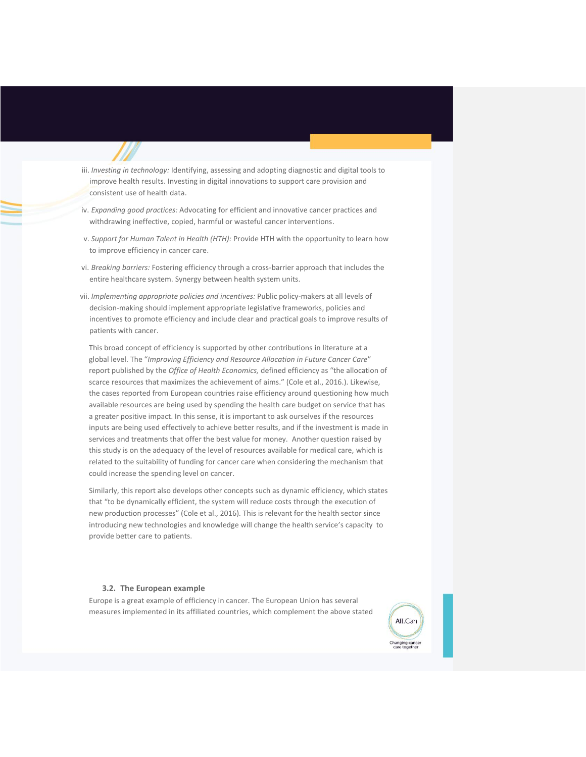iii. *Investing in technology:* Identifying, assessing and adopting diagnostic and digital tools to improve health results. Investing in digital innovations to support care provision and consistent use of health data.

iv. *Expanding good practices:* Advocating for efficient and innovative cancer practices and withdrawing ineffective, copied, harmful or wasteful cancer interventions.

v. *Support for Human Talent in Health (HTH):* Provide HTH with the opportunity to learn how to improve efficiency in cancer care.

vi. *Breaking barriers:* Fostering efficiency through a cross-barrier approach that includes the entire healthcare system. Synergy between health system units.

vii. *Implementing appropriate policies and incentives:* Public policy-makers at all levels of decision-making should implement appropriate legislative frameworks, policies and incentives to promote efficiency and include clear and practical goals to improve results of patients with cancer.

This broad concept of efficiency is supported by other contributions in literature at a global level. The "*Improving Efficiency and Resource Allocation in Future Cancer Care*" report published by the *Office of Health Economics,* defined efficiency as "the allocation of scarce resources that maximizes the achievement of aims." (Cole et al., 2016.). Likewise, the cases reported from European countries raise efficiency around questioning how much available resources are being used by spending the health care budget on service that has a greater positive impact. In this sense, it is important to ask ourselves if the resources inputs are being used effectively to achieve better results, and if the investment is made in services and treatments that offer the best value for money. Another question raised by this study is on the adequacy of the level of resources available for medical care, which is related to the suitability of funding for cancer care when considering the mechanism that could increase the spending level on cancer.

Similarly, this report also develops other concepts such as dynamic efficiency, which states that "to be dynamically efficient, the system will reduce costs through the execution of new production processes" (Cole et al., 2016). This is relevant for the health sector since introducing new technologies and knowledge will change the health service's capacity to provide better care to patients.

### 3.2. The European example

Europe is a great example of efficiency in cancer. The European Union has several measures implemented in its affiliated countries, which complement the above stated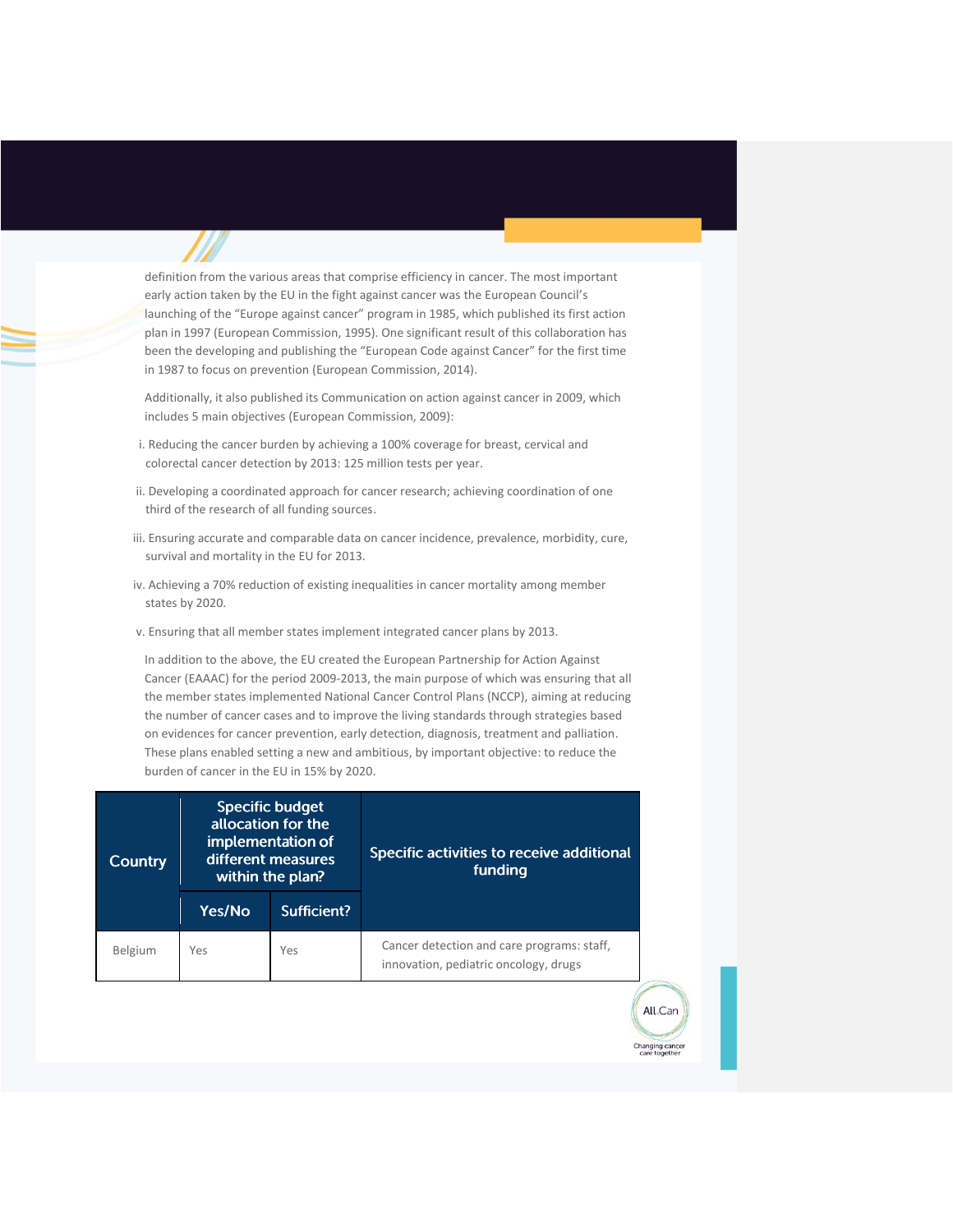definition from the various areas that comprise efficiency in cancer. The most important early action taken by the EU in the fight against cancer was the European Council's launching of the "Europe against cancer" program in 1985, which published its first action plan in 1997 (European Commission, 1995). One significant result of this collaboration has been the developing and publishing the "European Code against Cancer" for the first time in 1987 to focus on prevention (European Commission, 2014).

Additionally, it also published its Communication on action against cancer in 2009, which includes 5 main objectives (European Commission, 2009):

i. Reducing the cancer burden by achieving a 100% coverage for breast, cervical and colorectal cancer detection by 2013: 125 million tests per year.

ii. Developing a coordinated approach for cancer research; achieving coordination of one third of the research of all funding sources.

iii. Ensuring accurate and comparable data on cancer incidence, prevalence, morbidity, cure, survival and mortality in the EU for 2013.

iv. Achieving a 70% reduction of existing inequalities in cancer mortality among member states by 2020.

v. Ensuring that all member states implement integrated cancer plans by 2013.

In addition to the above, the EU created the European Partnership for Action Against Cancer (EAAAC) for the period 2009-2013, the main purpose of which was ensuring that all the member states implemented National Cancer Control Plans (NCCP), aiming at reducing the number of cancer cases and to improve the living standards through strategies based on evidences for cancer prevention, early detection, diagnosis, treatment and palliation. These plans enabled setting a new and ambitious, by important objective: to reduce the burden of cancer in the EU in 15% by 2020.

| Country | Specific budget allocation for the implementation of different measures within the plan? | | Specific activities to receive additional funding |
|---|---|---|---|
| | Yes/No | Sufficient? | |
| Belgium | Yes | Yes | Cancer detection and care programs: staff, innovation, pediatric oncology, drugs |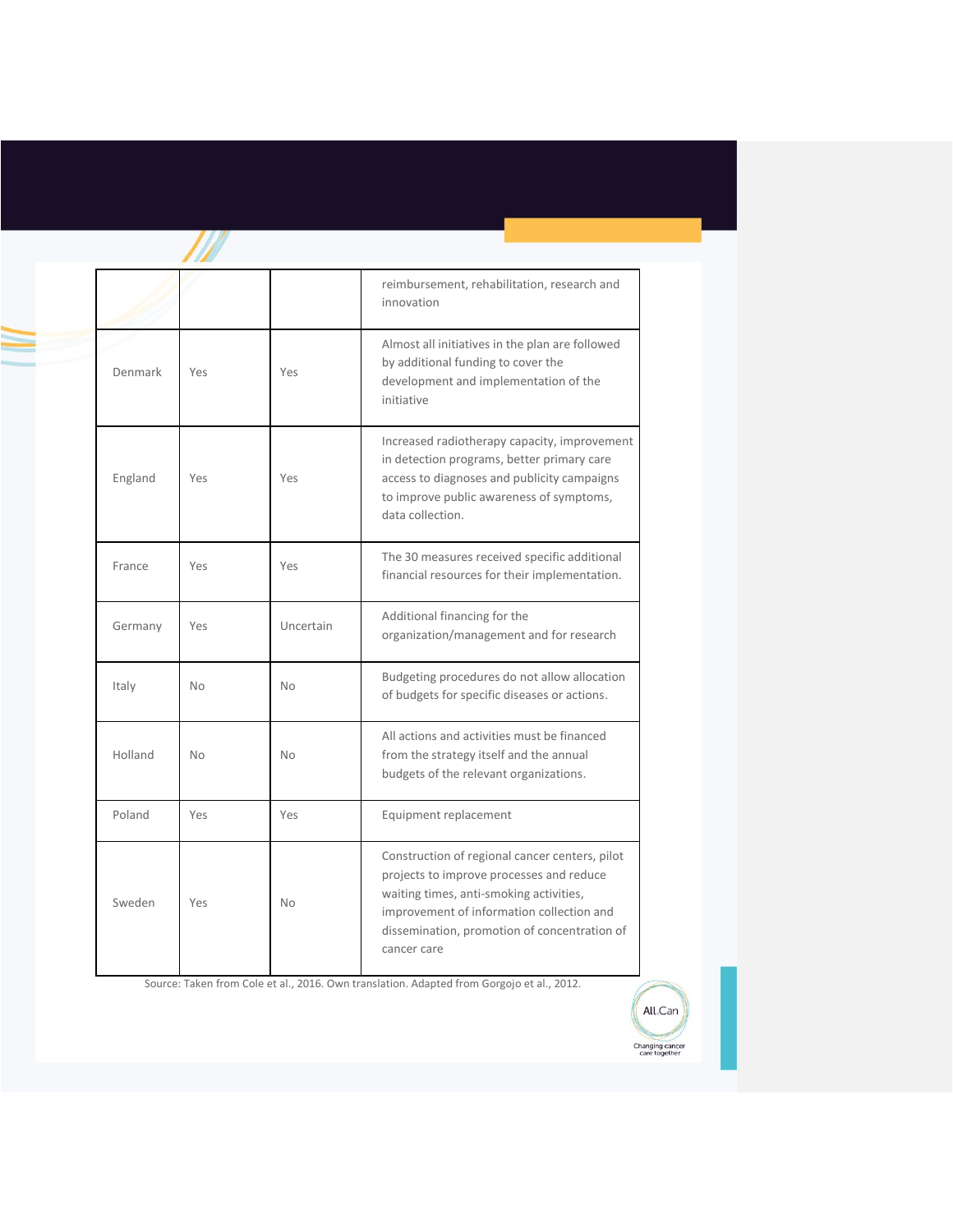| | | | |
|---|---|---|---|
| | | | reimbursement, rehabilitation, research and innovation |
| Denmark | Yes | Yes | Almost all initiatives in the plan are followed by additional funding to cover the development and implementation of the initiative |
| England | Yes | Yes | Increased radiotherapy capacity, improvement in detection programs, better primary care access to diagnoses and publicity campaigns to improve public awareness of symptoms, data collection. |
| France | Yes | Yes | The 30 measures received specific additional financial resources for their implementation. |
| Germany | Yes | Uncertain | Additional financing for the organization/management and for research |
| Italy | No | No | Budgeting procedures do not allow allocation of budgets for specific diseases or actions. |
| Holland | No | No | All actions and activities must be financed from the strategy itself and the annual budgets of the relevant organizations. |
| Poland | Yes | Yes | Equipment replacement |
| Sweden | Yes | No | Construction of regional cancer centers, pilot projects to improve processes and reduce waiting times, anti-smoking activities, improvement of information collection and dissemination, promotion of concentration of cancer care |

Source: Taken from Cole et al., 2016. Own translation. Adapted from Gorgojo et al., 2012.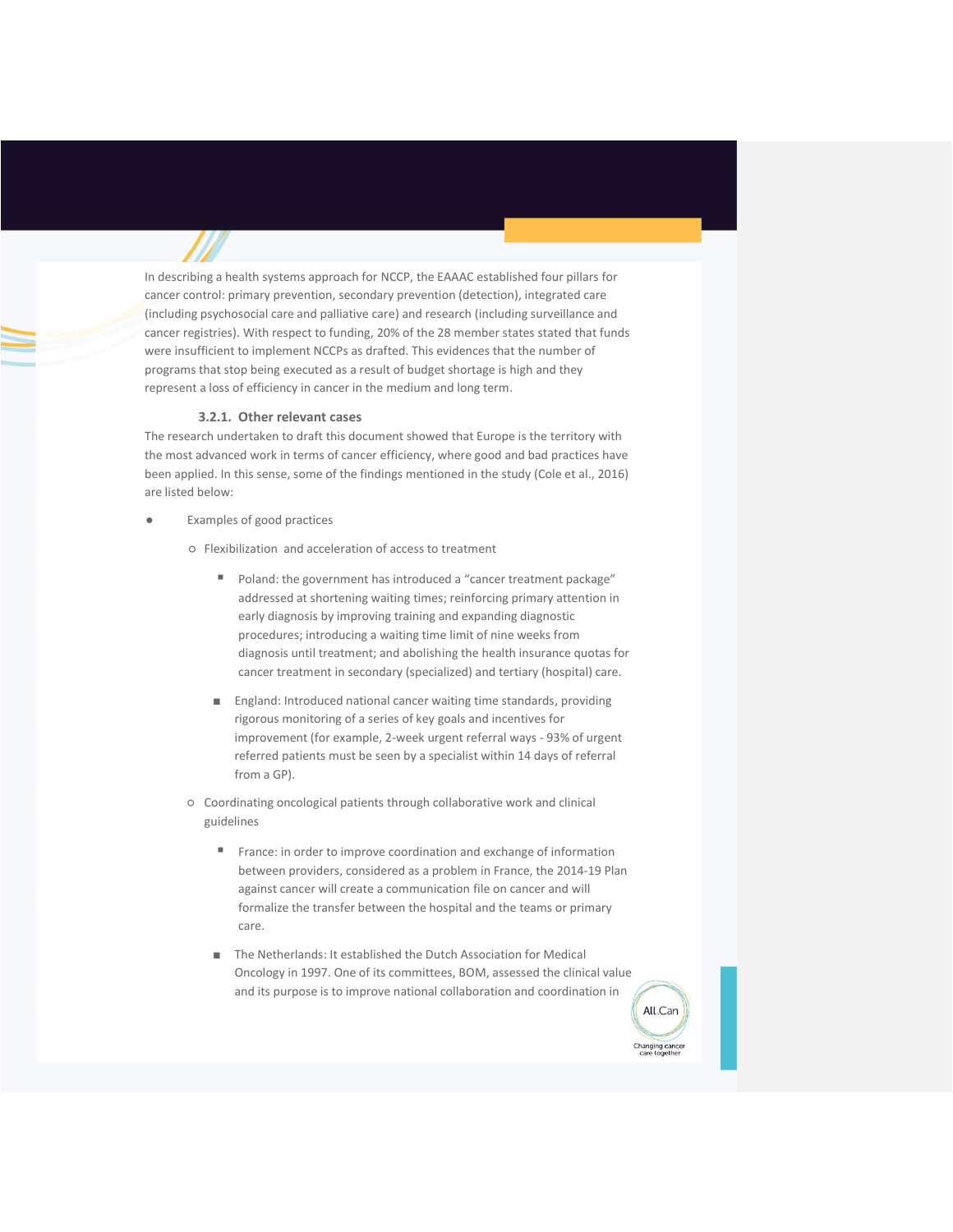In describing a health systems approach for NCCP, the EAAAC established four pillars for cancer control: primary prevention, secondary prevention (detection), integrated care (including psychosocial care and palliative care) and research (including surveillance and cancer registries). With respect to funding, 20% of the 28 member states stated that funds were insufficient to implement NCCPs as drafted. This evidences that the number of programs that stop being executed as a result of budget shortage is high and they represent a loss of efficiency in cancer in the medium and long term.

### 3.2.1. Other relevant cases

The research undertaken to draft this document showed that Europe is the territory with the most advanced work in terms of cancer efficiency, where good and bad practices have been applied. In this sense, some of the findings mentioned in the study (Cole et al., 2016) are listed below:

- Examples of good practices
  - Flexibilization and acceleration of access to treatment
    - Poland: the government has introduced a "cancer treatment package" addressed at shortening waiting times; reinforcing primary attention in early diagnosis by improving training and expanding diagnostic procedures; introducing a waiting time limit of nine weeks from diagnosis until treatment; and abolishing the health insurance quotas for cancer treatment in secondary (specialized) and tertiary (hospital) care.
    - England: Introduced national cancer waiting time standards, providing rigorous monitoring of a series of key goals and incentives for improvement (for example, 2-week urgent referral ways - 93% of urgent referred patients must be seen by a specialist within 14 days of referral from a GP).
  - Coordinating oncological patients through collaborative work and clinical guidelines
    - France: in order to improve coordination and exchange of information between providers, considered as a problem in France, the 2014-19 Plan against cancer will create a communication file on cancer and will formalize the transfer between the hospital and the teams or primary care.
    - The Netherlands: It established the Dutch Association for Medical Oncology in 1997. One of its committees, BOM, assessed the clinical value and its purpose is to improve national collaboration and coordination in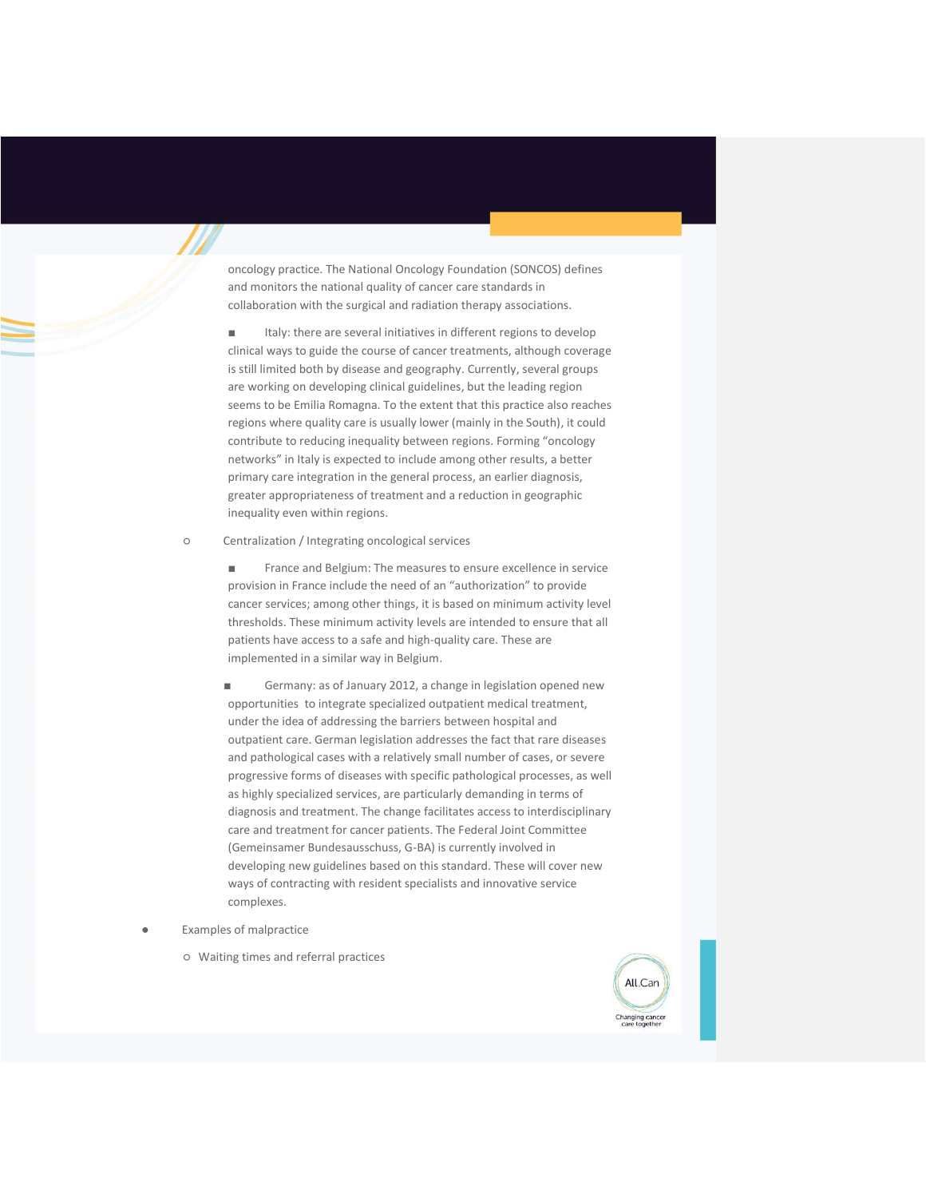oncology practice. The National Oncology Foundation (SONCOS) defines and monitors the national quality of cancer care standards in collaboration with the surgical and radiation therapy associations.

    - Italy: there are several initiatives in different regions to develop clinical ways to guide the course of cancer treatments, although coverage is still limited both by disease and geography. Currently, several groups are working on developing clinical guidelines, but the leading region seems to be Emilia Romagna. To the extent that this practice also reaches regions where quality care is usually lower (mainly in the South), it could contribute to reducing inequality between regions. Forming "oncology networks" in Italy is expected to include among other results, a better primary care integration in the general process, an earlier diagnosis, greater appropriateness of treatment and a reduction in geographic inequality even within regions.

  - Centralization / Integrating oncological services

    - France and Belgium: The measures to ensure excellence in service provision in France include the need of an "authorization" to provide cancer services; among other things, it is based on minimum activity level thresholds. These minimum activity levels are intended to ensure that all patients have access to a safe and high-quality care. These are implemented in a similar way in Belgium.

    - Germany: as of January 2012, a change in legislation opened new opportunities to integrate specialized outpatient medical treatment, under the idea of addressing the barriers between hospital and outpatient care. German legislation addresses the fact that rare diseases and pathological cases with a relatively small number of cases, or severe progressive forms of diseases with specific pathological processes, as well as highly specialized services, are particularly demanding in terms of diagnosis and treatment. The change facilitates access to interdisciplinary care and treatment for cancer patients. The Federal Joint Committee (Gemeinsamer Bundesausschuss, G-BA) is currently involved in developing new guidelines based on this standard. These will cover new ways of contracting with resident specialists and innovative service complexes.

- Examples of malpractice

  - Waiting times and referral practices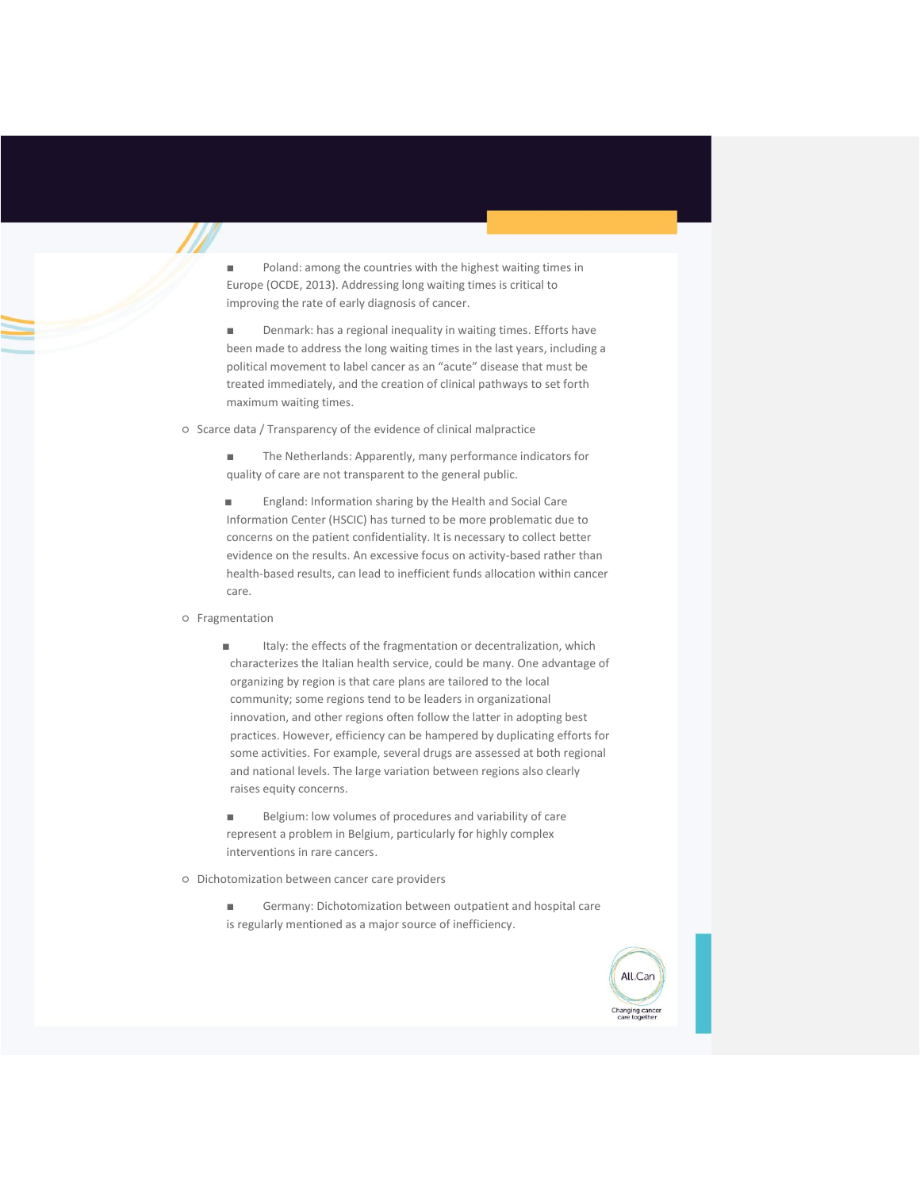- Poland: among the countries with the highest waiting times in Europe (OCDE, 2013). Addressing long waiting times is critical to improving the rate of early diagnosis of cancer.
- Denmark: has a regional inequality in waiting times. Efforts have been made to address the long waiting times in the last years, including a political movement to label cancer as an "acute" disease that must be treated immediately, and the creation of clinical pathways to set forth maximum waiting times.

- Scarce data / Transparency of the evidence of clinical malpractice
  - The Netherlands: Apparently, many performance indicators for quality of care are not transparent to the general public.
  - England: Information sharing by the Health and Social Care Information Center (HSCIC) has turned to be more problematic due to concerns on the patient confidentiality. It is necessary to collect better evidence on the results. An excessive focus on activity-based rather than health-based results, can lead to inefficient funds allocation within cancer care.
- Fragmentation
  - Italy: the effects of the fragmentation or decentralization, which characterizes the Italian health service, could be many. One advantage of organizing by region is that care plans are tailored to the local community; some regions tend to be leaders in organizational innovation, and other regions often follow the latter in adopting best practices. However, efficiency can be hampered by duplicating efforts for some activities. For example, several drugs are assessed at both regional and national levels. The large variation between regions also clearly raises equity concerns.
  - Belgium: low volumes of procedures and variability of care represent a problem in Belgium, particularly for highly complex interventions in rare cancers.
- Dichotomization between cancer care providers
  - Germany: Dichotomization between outpatient and hospital care is regularly mentioned as a major source of inefficiency.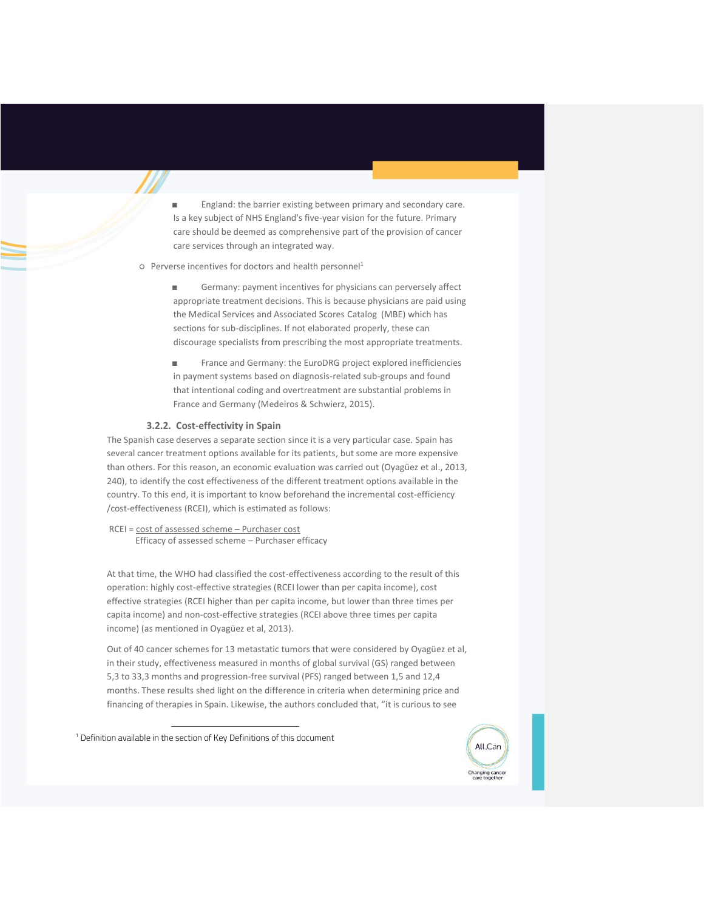- England: the barrier existing between primary and secondary care. Is a key subject of NHS England's five-year vision for the future. Primary care should be deemed as comprehensive part of the provision of cancer care services through an integrated way.

- Perverse incentives for doctors and health personnel[1]
  - Germany: payment incentives for physicians can perversely affect appropriate treatment decisions. This is because physicians are paid using the Medical Services and Associated Scores Catalog (MBE) which has sections for sub-disciplines. If not elaborated properly, these can discourage specialists from prescribing the most appropriate treatments.
  - France and Germany: the EuroDRG project explored inefficiencies in payment systems based on diagnosis-related sub-groups and found that intentional coding and overtreatment are substantial problems in France and Germany (Medeiros & Schwierz, 2015).

### 3.2.2. Cost-effectivity in Spain

The Spanish case deserves a separate section since it is a very particular case. Spain has several cancer treatment options available for its patients, but some are more expensive than others. For this reason, an economic evaluation was carried out (Oyagüez et al., 2013, 240), to identify the cost effectiveness of the different treatment options available in the country. To this end, it is important to know beforehand the incremental cost-efficiency /cost-effectiveness (RCEI), which is estimated as follows:

$$RCEI = \frac{\text{cost of assessed scheme} - \text{Purchaser cost}}{\text{Efficacy of assessed scheme} - \text{Purchaser efficacy}}$$

At that time, the WHO had classified the cost-effectiveness according to the result of this operation: highly cost-effective strategies (RCEI lower than per capita income), cost effective strategies (RCEI higher than per capita income, but lower than three times per capita income) and non-cost-effective strategies (RCEI above three times per capita income) (as mentioned in Oyagüez et al, 2013).

Out of 40 cancer schemes for 13 metastatic tumors that were considered by Oyagüez et al, in their study, effectiveness measured in months of global survival (GS) ranged between 5,3 to 33,3 months and progression-free survival (PFS) ranged between 1,5 and 12,4 months. These results shed light on the difference in criteria when determining price and financing of therapies in Spain. Likewise, the authors concluded that, "it is curious to see

[1] Definition available in the section of Key Definitions of this document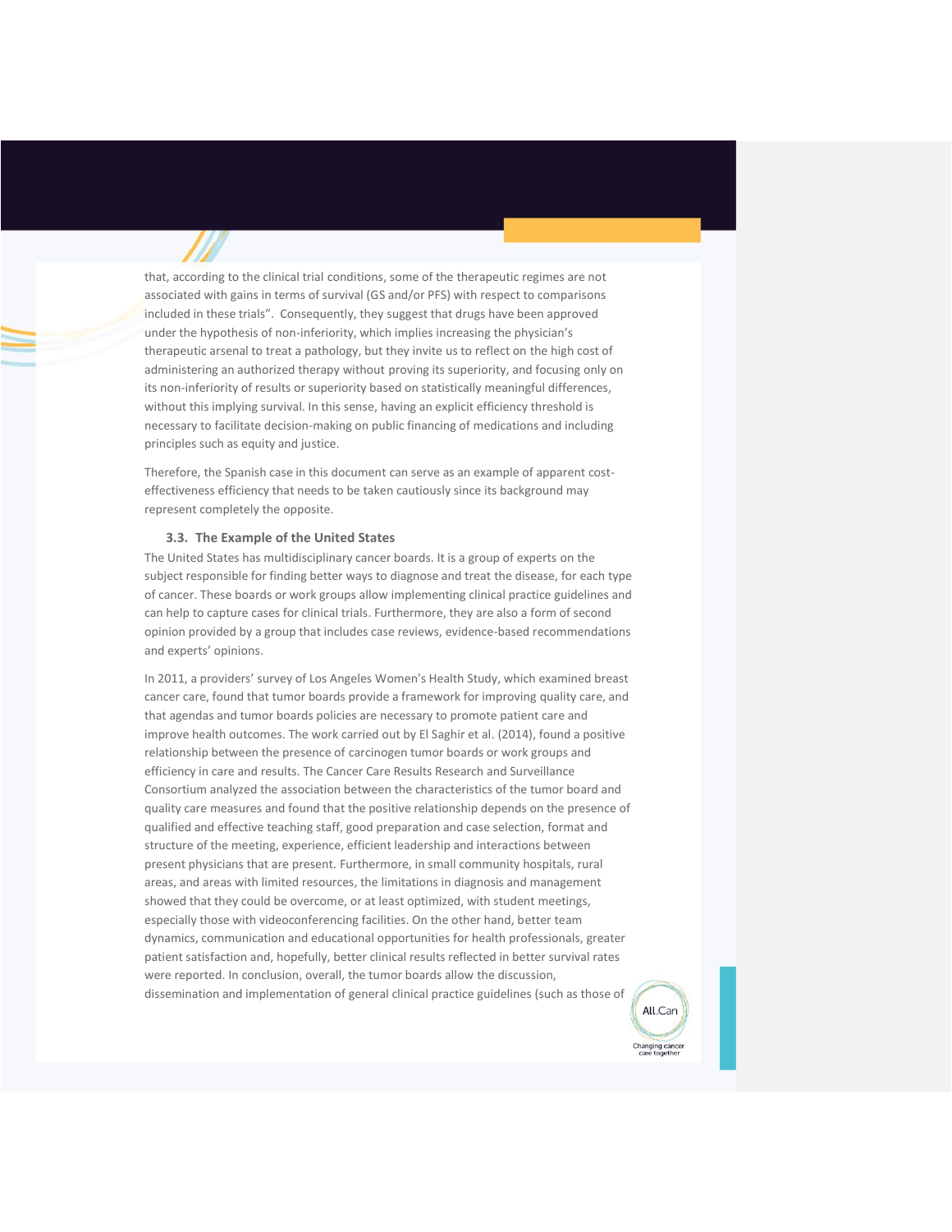that, according to the clinical trial conditions, some of the therapeutic regimes are not associated with gains in terms of survival (GS and/or PFS) with respect to comparisons included in these trials". Consequently, they suggest that drugs have been approved under the hypothesis of non-inferiority, which implies increasing the physician's therapeutic arsenal to treat a pathology, but they invite us to reflect on the high cost of administering an authorized therapy without proving its superiority, and focusing only on its non-inferiority of results or superiority based on statistically meaningful differences, without this implying survival. In this sense, having an explicit efficiency threshold is necessary to facilitate decision-making on public financing of medications and including principles such as equity and justice.

Therefore, the Spanish case in this document can serve as an example of apparent cost-effectiveness efficiency that needs to be taken cautiously since its background may represent completely the opposite.

### 3.3. The Example of the United States

The United States has multidisciplinary cancer boards. It is a group of experts on the subject responsible for finding better ways to diagnose and treat the disease, for each type of cancer. These boards or work groups allow implementing clinical practice guidelines and can help to capture cases for clinical trials. Furthermore, they are also a form of second opinion provided by a group that includes case reviews, evidence-based recommendations and experts' opinions.

In 2011, a providers' survey of Los Angeles Women's Health Study, which examined breast cancer care, found that tumor boards provide a framework for improving quality care, and that agendas and tumor boards policies are necessary to promote patient care and improve health outcomes. The work carried out by El Saghir et al. (2014), found a positive relationship between the presence of carcinogen tumor boards or work groups and efficiency in care and results. The Cancer Care Results Research and Surveillance Consortium analyzed the association between the characteristics of the tumor board and quality care measures and found that the positive relationship depends on the presence of qualified and effective teaching staff, good preparation and case selection, format and structure of the meeting, experience, efficient leadership and interactions between present physicians that are present. Furthermore, in small community hospitals, rural areas, and areas with limited resources, the limitations in diagnosis and management showed that they could be overcome, or at least optimized, with student meetings, especially those with videoconferencing facilities. On the other hand, better team dynamics, communication and educational opportunities for health professionals, greater patient satisfaction and, hopefully, better clinical results reflected in better survival rates were reported. In conclusion, overall, the tumor boards allow the discussion, dissemination and implementation of general clinical practice guidelines (such as those of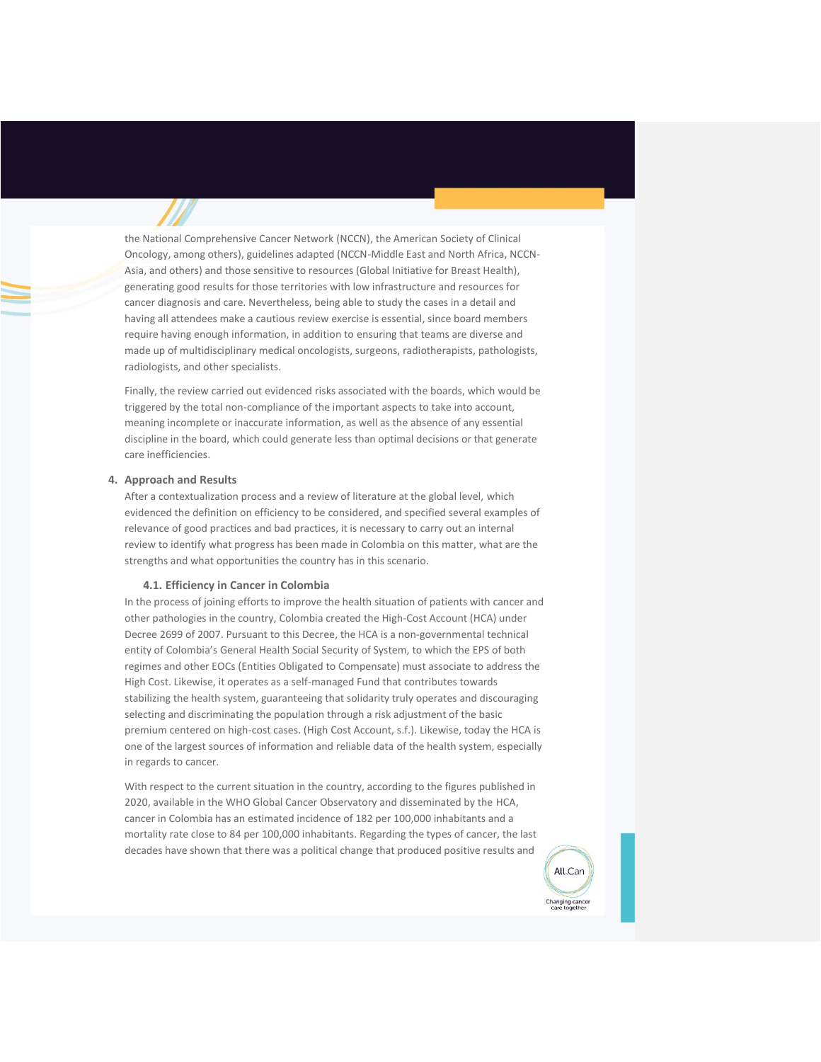the National Comprehensive Cancer Network (NCCN), the American Society of Clinical Oncology, among others), guidelines adapted (NCCN-Middle East and North Africa, NCCN-Asia, and others) and those sensitive to resources (Global Initiative for Breast Health), generating good results for those territories with low infrastructure and resources for cancer diagnosis and care. Nevertheless, being able to study the cases in a detail and having all attendees make a cautious review exercise is essential, since board members require having enough information, in addition to ensuring that teams are diverse and made up of multidisciplinary medical oncologists, surgeons, radiotherapists, pathologists, radiologists, and other specialists.

Finally, the review carried out evidenced risks associated with the boards, which would be triggered by the total non-compliance of the important aspects to take into account, meaning incomplete or inaccurate information, as well as the absence of any essential discipline in the board, which could generate less than optimal decisions or that generate care inefficiencies.

## 4. Approach and Results

After a contextualization process and a review of literature at the global level, which evidenced the definition on efficiency to be considered, and specified several examples of relevance of good practices and bad practices, it is necessary to carry out an internal review to identify what progress has been made in Colombia on this matter, what are the strengths and what opportunities the country has in this scenario.

### 4.1. Efficiency in Cancer in Colombia

In the process of joining efforts to improve the health situation of patients with cancer and other pathologies in the country, Colombia created the High-Cost Account (HCA) under Decree 2699 of 2007. Pursuant to this Decree, the HCA is a non-governmental technical entity of Colombia's General Health Social Security of System, to which the EPS of both regimes and other EOCs (Entities Obligated to Compensate) must associate to address the High Cost. Likewise, it operates as a self-managed Fund that contributes towards stabilizing the health system, guaranteeing that solidarity truly operates and discouraging selecting and discriminating the population through a risk adjustment of the basic premium centered on high-cost cases. (High Cost Account, s.f.). Likewise, today the HCA is one of the largest sources of information and reliable data of the health system, especially in regards to cancer.

With respect to the current situation in the country, according to the figures published in 2020, available in the WHO Global Cancer Observatory and disseminated by the HCA, cancer in Colombia has an estimated incidence of 182 per 100,000 inhabitants and a mortality rate close to 84 per 100,000 inhabitants. Regarding the types of cancer, the last decades have shown that there was a political change that produced positive results and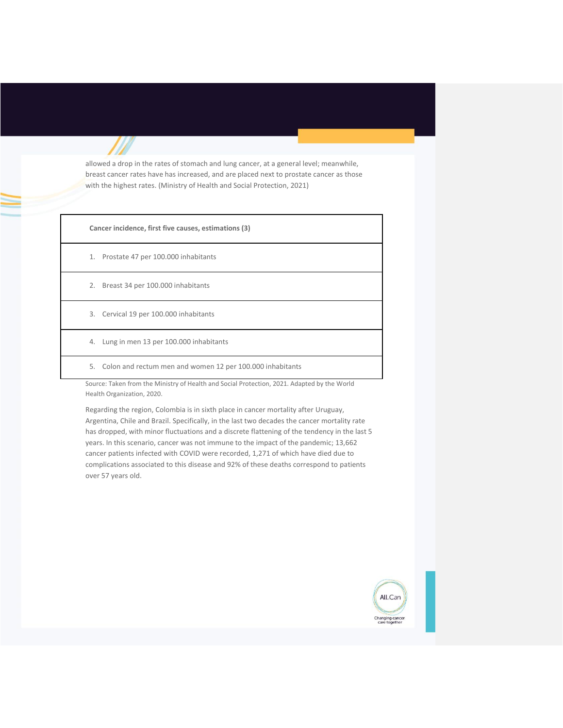allowed a drop in the rates of stomach and lung cancer, at a general level; meanwhile, breast cancer rates have has increased, and are placed next to prostate cancer as those with the highest rates. (Ministry of Health and Social Protection, 2021)

| **Cancer incidence, first five causes, estimations (3)** |
|---|
| 1. Prostate 47 per 100.000 inhabitants |
| 2. Breast 34 per 100.000 inhabitants |
| 3. Cervical 19 per 100.000 inhabitants |
| 4. Lung in men 13 per 100.000 inhabitants |
| 5. Colon and rectum men and women 12 per 100.000 inhabitants |

Source: Taken from the Ministry of Health and Social Protection, 2021. Adapted by the World Health Organization, 2020.

Regarding the region, Colombia is in sixth place in cancer mortality after Uruguay, Argentina, Chile and Brazil. Specifically, in the last two decades the cancer mortality rate has dropped, with minor fluctuations and a discrete flattening of the tendency in the last 5 years. In this scenario, cancer was not immune to the impact of the pandemic; 13,662 cancer patients infected with COVID were recorded, 1,271 of which have died due to complications associated to this disease and 92% of these deaths correspond to patients over 57 years old.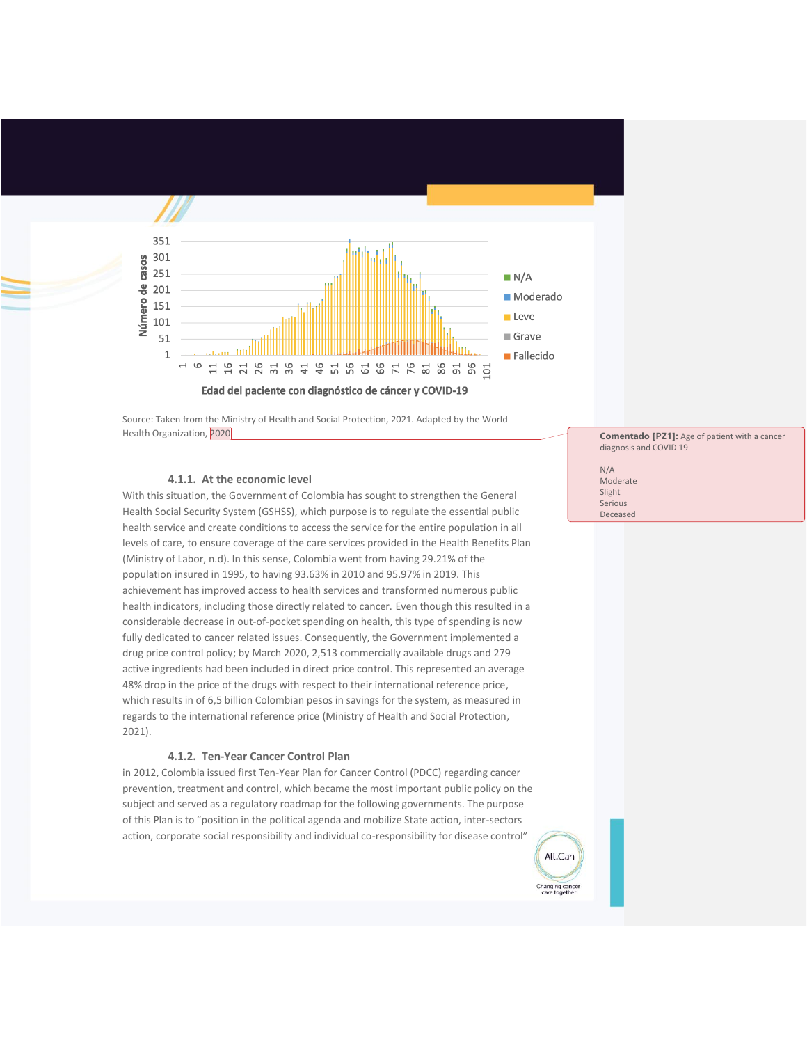Número de casos

351
301
251
201
151
101
51
1

1 6 11 16 21 26 31 36 41 46 51 56 61 66 71 76 81 86 91 96 101

Edad del paciente con diagnóstico de cáncer y COVID-19

- N/A
- Moderado
- Leve
- Grave
- Fallecido

Source: Taken from the Ministry of Health and Social Protection, 2021. Adapted by the World Health Organization, 2020

Comentado [PZ1]: Age of patient with a cancer diagnosis and COVID 19

N/A
Moderate
Slight
Serious
Deceased

### 4.1.1. At the economic level

With this situation, the Government of Colombia has sought to strengthen the General Health Social Security System (GSHSS), which purpose is to regulate the essential public health service and create conditions to access the service for the entire population in all levels of care, to ensure coverage of the care services provided in the Health Benefits Plan (Ministry of Labor, n.d). In this sense, Colombia went from having 29.21% of the population insured in 1995, to having 93.63% in 2010 and 95.97% in 2019. This achievement has improved access to health services and transformed numerous public health indicators, including those directly related to cancer. Even though this resulted in a considerable decrease in out-of-pocket spending on health, this type of spending is now fully dedicated to cancer related issues. Consequently, the Government implemented a drug price control policy; by March 2020, 2,513 commercially available drugs and 279 active ingredients had been included in direct price control. This represented an average 48% drop in the price of the drugs with respect to their international reference price, which results in of 6,5 billion Colombian pesos in savings for the system, as measured in regards to the international reference price (Ministry of Health and Social Protection, 2021).

### 4.1.2. Ten-Year Cancer Control Plan

in 2012, Colombia issued first Ten-Year Plan for Cancer Control (PDCC) regarding cancer prevention, treatment and control, which became the most important public policy on the subject and served as a regulatory roadmap for the following governments. The purpose of this Plan is to "position in the political agenda and mobilize State action, inter-sectors action, corporate social responsibility and individual co-responsibility for disease control"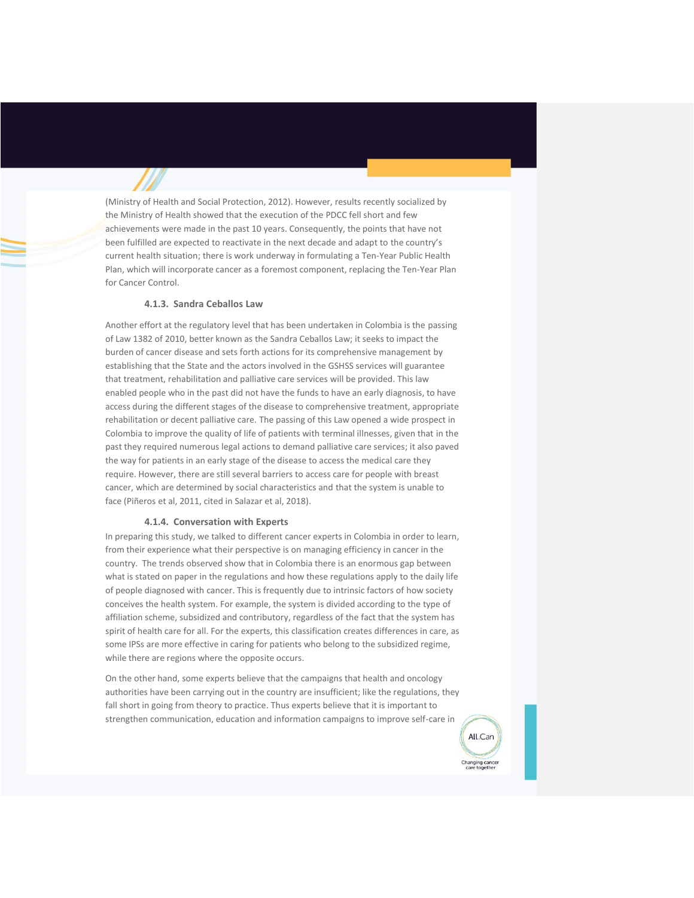(Ministry of Health and Social Protection, 2012). However, results recently socialized by the Ministry of Health showed that the execution of the PDCC fell short and few achievements were made in the past 10 years. Consequently, the points that have not been fulfilled are expected to reactivate in the next decade and adapt to the country's current health situation; there is work underway in formulating a Ten-Year Public Health Plan, which will incorporate cancer as a foremost component, replacing the Ten-Year Plan for Cancer Control.

### 4.1.3. Sandra Ceballos Law

Another effort at the regulatory level that has been undertaken in Colombia is the passing of Law 1382 of 2010, better known as the Sandra Ceballos Law; it seeks to impact the burden of cancer disease and sets forth actions for its comprehensive management by establishing that the State and the actors involved in the GSHSS services will guarantee that treatment, rehabilitation and palliative care services will be provided. This law enabled people who in the past did not have the funds to have an early diagnosis, to have access during the different stages of the disease to comprehensive treatment, appropriate rehabilitation or decent palliative care. The passing of this Law opened a wide prospect in Colombia to improve the quality of life of patients with terminal illnesses, given that in the past they required numerous legal actions to demand palliative care services; it also paved the way for patients in an early stage of the disease to access the medical care they require. However, there are still several barriers to access care for people with breast cancer, which are determined by social characteristics and that the system is unable to face (Piñeros et al, 2011, cited in Salazar et al, 2018).

### 4.1.4. Conversation with Experts

In preparing this study, we talked to different cancer experts in Colombia in order to learn, from their experience what their perspective is on managing efficiency in cancer in the country. The trends observed show that in Colombia there is an enormous gap between what is stated on paper in the regulations and how these regulations apply to the daily life of people diagnosed with cancer. This is frequently due to intrinsic factors of how society conceives the health system. For example, the system is divided according to the type of affiliation scheme, subsidized and contributory, regardless of the fact that the system has spirit of health care for all. For the experts, this classification creates differences in care, as some IPSs are more effective in caring for patients who belong to the subsidized regime, while there are regions where the opposite occurs.

On the other hand, some experts believe that the campaigns that health and oncology authorities have been carrying out in the country are insufficient; like the regulations, they fall short in going from theory to practice. Thus experts believe that it is important to strengthen communication, education and information campaigns to improve self-care in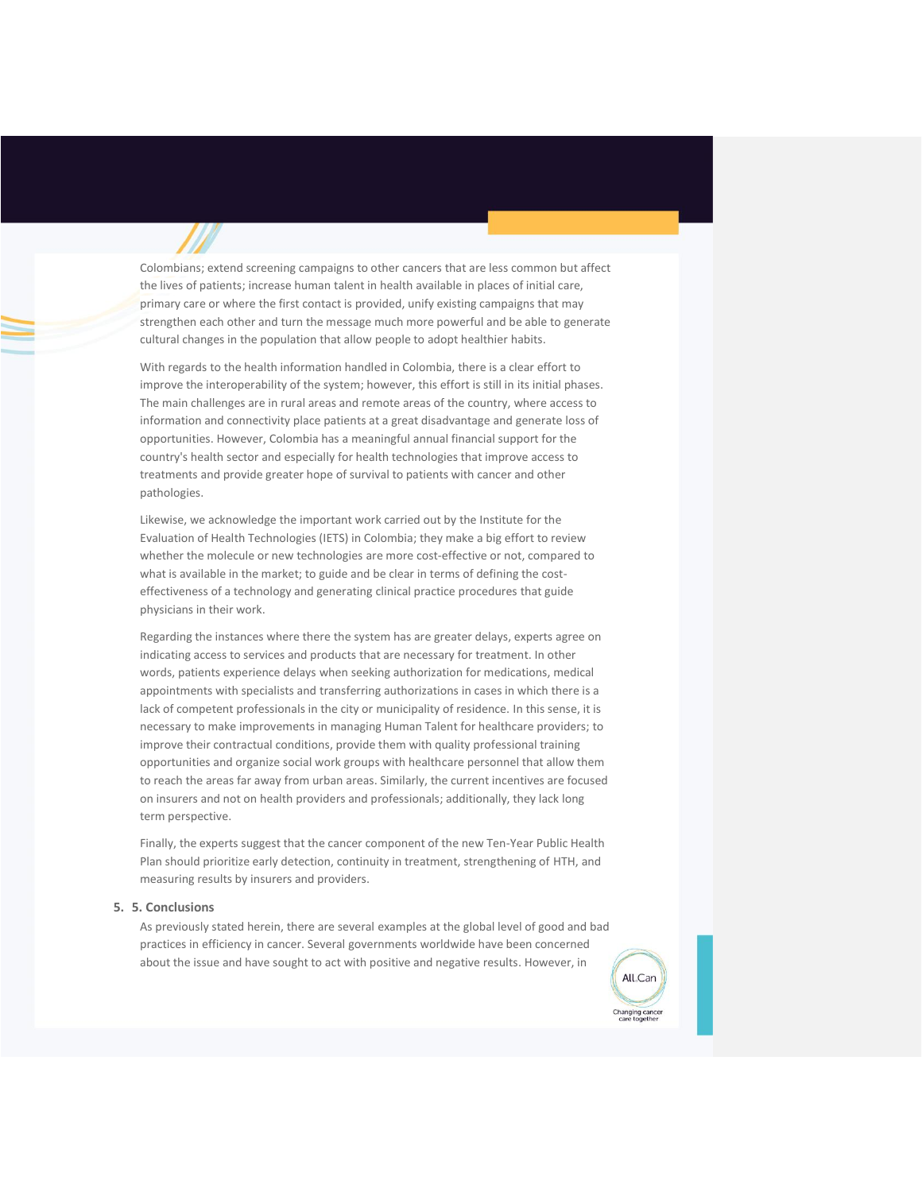Colombians; extend screening campaigns to other cancers that are less common but affect the lives of patients; increase human talent in health available in places of initial care, primary care or where the first contact is provided, unify existing campaigns that may strengthen each other and turn the message much more powerful and be able to generate cultural changes in the population that allow people to adopt healthier habits.

With regards to the health information handled in Colombia, there is a clear effort to improve the interoperability of the system; however, this effort is still in its initial phases. The main challenges are in rural areas and remote areas of the country, where access to information and connectivity place patients at a great disadvantage and generate loss of opportunities. However, Colombia has a meaningful annual financial support for the country's health sector and especially for health technologies that improve access to treatments and provide greater hope of survival to patients with cancer and other pathologies.

Likewise, we acknowledge the important work carried out by the Institute for the Evaluation of Health Technologies (IETS) in Colombia; they make a big effort to review whether the molecule or new technologies are more cost-effective or not, compared to what is available in the market; to guide and be clear in terms of defining the cost-effectiveness of a technology and generating clinical practice procedures that guide physicians in their work.

Regarding the instances where there the system has are greater delays, experts agree on indicating access to services and products that are necessary for treatment. In other words, patients experience delays when seeking authorization for medications, medical appointments with specialists and transferring authorizations in cases in which there is a lack of competent professionals in the city or municipality of residence. In this sense, it is necessary to make improvements in managing Human Talent for healthcare providers; to improve their contractual conditions, provide them with quality professional training opportunities and organize social work groups with healthcare personnel that allow them to reach the areas far away from urban areas. Similarly, the current incentives are focused on insurers and not on health providers and professionals; additionally, they lack long term perspective.

Finally, the experts suggest that the cancer component of the new Ten-Year Public Health Plan should prioritize early detection, continuity in treatment, strengthening of HTH, and measuring results by insurers and providers.

## 5. 5. Conclusions

As previously stated herein, there are several examples at the global level of good and bad practices in efficiency in cancer. Several governments worldwide have been concerned about the issue and have sought to act with positive and negative results. However, in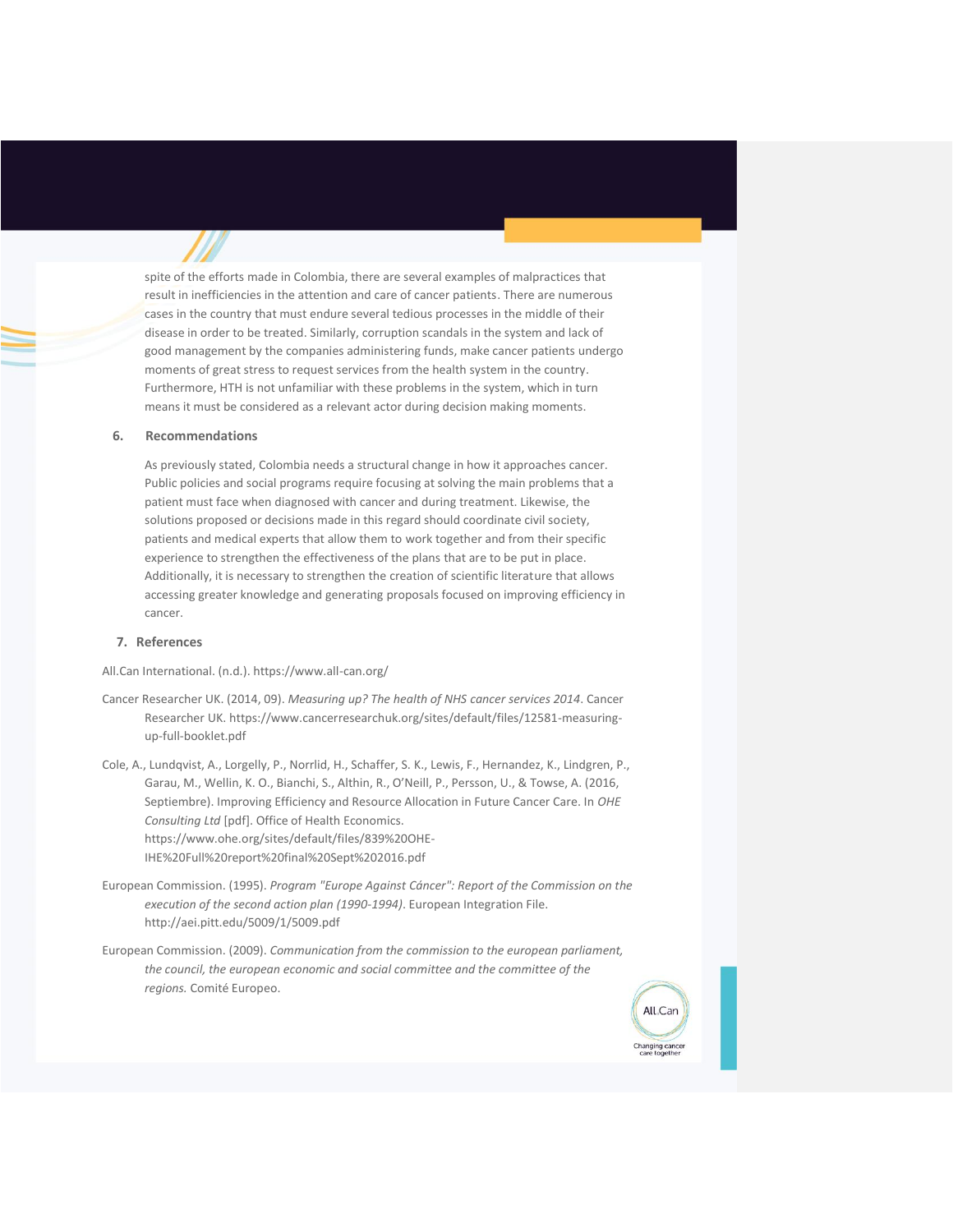spite of the efforts made in Colombia, there are several examples of malpractices that result in inefficiencies in the attention and care of cancer patients. There are numerous cases in the country that must endure several tedious processes in the middle of their disease in order to be treated. Similarly, corruption scandals in the system and lack of good management by the companies administering funds, make cancer patients undergo moments of great stress to request services from the health system in the country. Furthermore, HTH is not unfamiliar with these problems in the system, which in turn means it must be considered as a relevant actor during decision making moments.

## 6. Recommendations

As previously stated, Colombia needs a structural change in how it approaches cancer. Public policies and social programs require focusing at solving the main problems that a patient must face when diagnosed with cancer and during treatment. Likewise, the solutions proposed or decisions made in this regard should coordinate civil society, patients and medical experts that allow them to work together and from their specific experience to strengthen the effectiveness of the plans that are to be put in place. Additionally, it is necessary to strengthen the creation of scientific literature that allows accessing greater knowledge and generating proposals focused on improving efficiency in cancer.

## 7. References

All.Can International. (n.d.). https://www.all-can.org/

Cancer Researcher UK. (2014, 09). *Measuring up? The health of NHS cancer services 2014*. Cancer Researcher UK. https://www.cancerresearchuk.org/sites/default/files/12581-measuring-up-full-booklet.pdf

Cole, A., Lundqvist, A., Lorgelly, P., Norrlid, H., Schaffer, S. K., Lewis, F., Hernandez, K., Lindgren, P., Garau, M., Wellin, K. O., Bianchi, S., Althin, R., O'Neill, P., Persson, U., & Towse, A. (2016, Septiembre). Improving Efficiency and Resource Allocation in Future Cancer Care. In *OHE Consulting Ltd* [pdf]. Office of Health Economics. https://www.ohe.org/sites/default/files/839%20OHE-IHE%20Full%20report%20final%20Sept%202016.pdf

European Commission. (1995). *Program "Europe Against Cáncer": Report of the Commission on the execution of the second action plan (1990-1994)*. European Integration File. http://aei.pitt.edu/5009/1/5009.pdf

European Commission. (2009). *Communication from the commission to the european parliament, the council, the european economic and social committee and the committee of the regions.* Comité Europeo.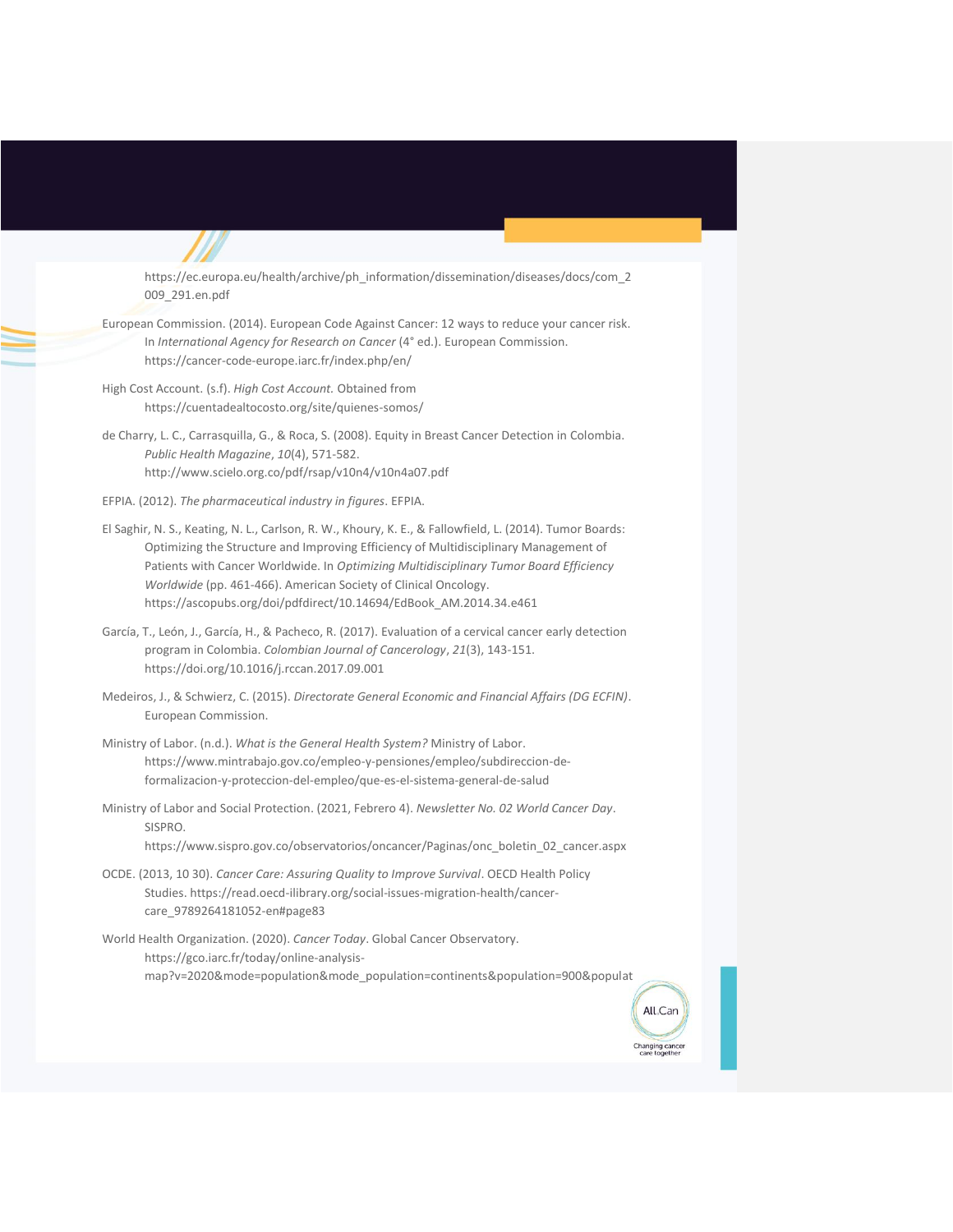https://ec.europa.eu/health/archive/ph_information/dissemination/diseases/docs/com_2009_291.en.pdf

European Commission. (2014). European Code Against Cancer: 12 ways to reduce your cancer risk. In *International Agency for Research on Cancer* (4° ed.). European Commission. https://cancer-code-europe.iarc.fr/index.php/en/

High Cost Account. (s.f). *High Cost Account.* Obtained from https://cuentadealtocosto.org/site/quienes-somos/

de Charry, L. C., Carrasquilla, G., & Roca, S. (2008). Equity in Breast Cancer Detection in Colombia. *Public Health Magazine*, *10*(4), 571-582. http://www.scielo.org.co/pdf/rsap/v10n4/v10n4a07.pdf

EFPIA. (2012). *The pharmaceutical industry in figures*. EFPIA.

El Saghir, N. S., Keating, N. L., Carlson, R. W., Khoury, K. E., & Fallowfield, L. (2014). Tumor Boards: Optimizing the Structure and Improving Efficiency of Multidisciplinary Management of Patients with Cancer Worldwide. In *Optimizing Multidisciplinary Tumor Board Efficiency Worldwide* (pp. 461-466). American Society of Clinical Oncology. https://ascopubs.org/doi/pdfdirect/10.14694/EdBook_AM.2014.34.e461

García, T., León, J., García, H., & Pacheco, R. (2017). Evaluation of a cervical cancer early detection program in Colombia. *Colombian Journal of Cancerology*, *21*(3), 143-151. https://doi.org/10.1016/j.rccan.2017.09.001

Medeiros, J., & Schwierz, C. (2015). *Directorate General Economic and Financial Affairs (DG ECFIN)*. European Commission.

Ministry of Labor. (n.d.). *What is the General Health System?* Ministry of Labor. https://www.mintrabajo.gov.co/empleo-y-pensiones/empleo/subdireccion-de-formalizacion-y-proteccion-del-empleo/que-es-el-sistema-general-de-salud

Ministry of Labor and Social Protection. (2021, Febrero 4). *Newsletter No. 02 World Cancer Day*. SISPRO. https://www.sispro.gov.co/observatorios/oncancer/Paginas/onc_boletin_02_cancer.aspx

OCDE. (2013, 10 30). *Cancer Care: Assuring Quality to Improve Survival*. OECD Health Policy Studies. https://read.oecd-ilibrary.org/social-issues-migration-health/cancer-care_9789264181052-en#page83

World Health Organization. (2020). *Cancer Today*. Global Cancer Observatory. https://gco.iarc.fr/today/online-analysis-map?v=2020&mode=population&mode_population=continents&population=900&populat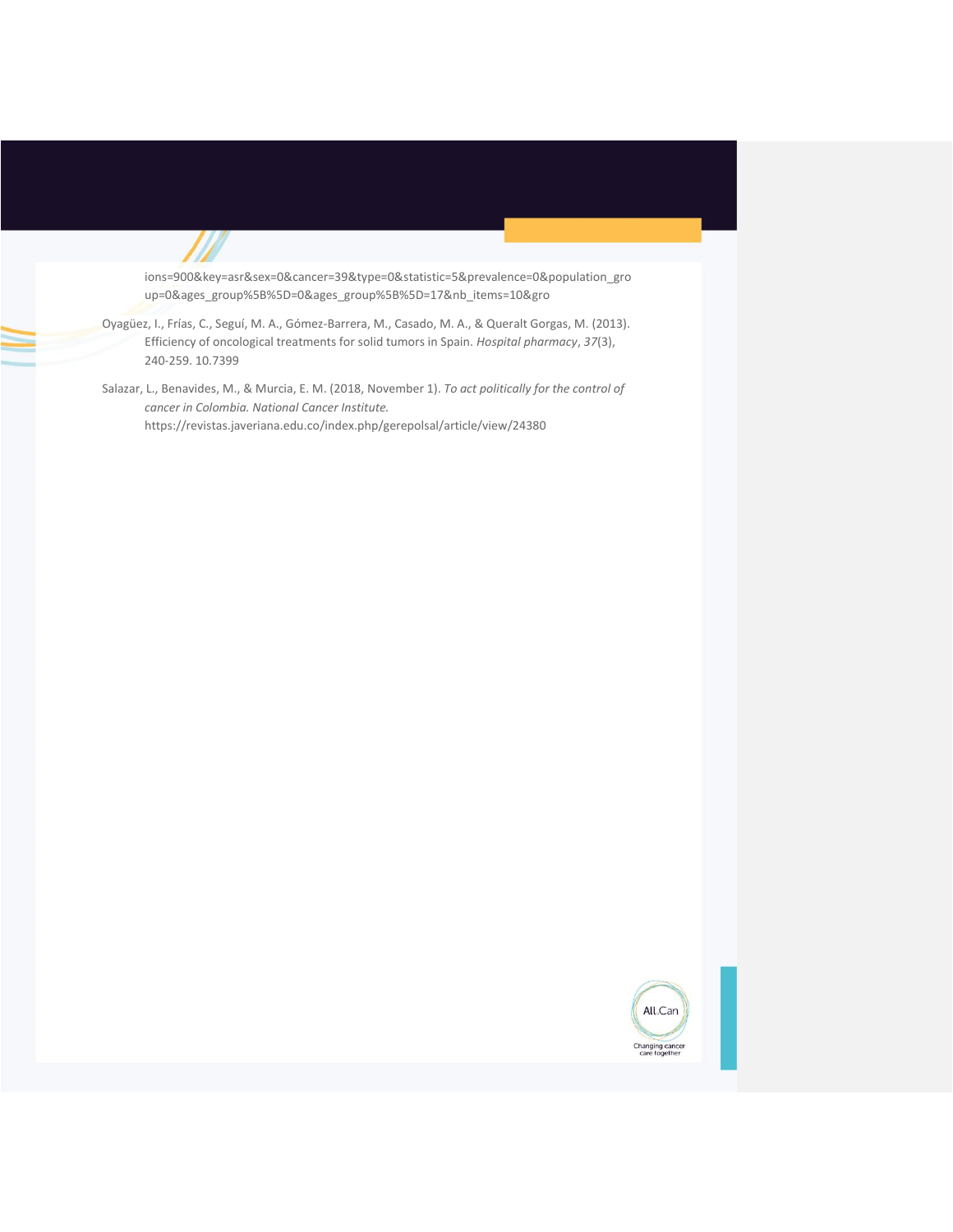ions=900&key=asr&sex=0&cancer=39&type=0&statistic=5&prevalence=0&population_group=0&ages_group%5B%5D=0&ages_group%5B%5D=17&nb_items=10&gro

Oyagüez, I., Frías, C., Seguí, M. A., Gómez-Barrera, M., Casado, M. A., & Queralt Gorgas, M. (2013). Efficiency of oncological treatments for solid tumors in Spain. *Hospital pharmacy*, *37*(3), 240-259. 10.7399

Salazar, L., Benavides, M., & Murcia, E. M. (2018, November 1). *To act politically for the control of cancer in Colombia. National Cancer Institute.* https://revistas.javeriana.edu.co/index.php/gerepolsal/article/view/24380